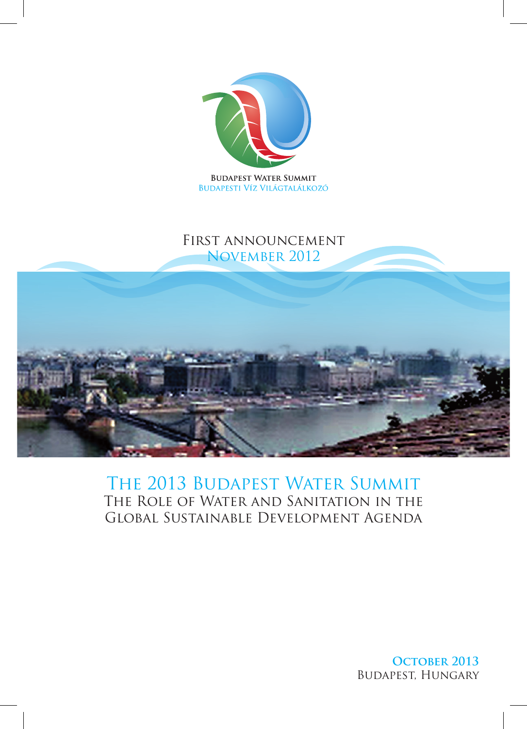Budapest Water Summit

Budapesti Víz Világtalálkozó

First announcement

November 2012

# The 2013 Budapest Water Summit

## The Role of Water and Sanitation in the Global Sustainable Development Agenda

**October 2013**

Budapest, Hungary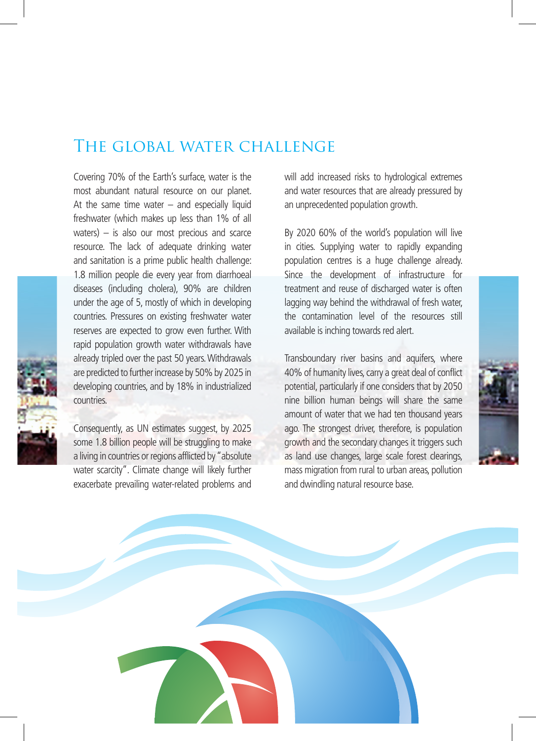# The global water challenge

Covering 70% of the Earth's surface, water is the most abundant natural resource on our planet. At the same time water – and especially liquid freshwater (which makes up less than 1% of all waters) – is also our most precious and scarce resource. The lack of adequate drinking water and sanitation is a prime public health challenge: 1.8 million people die every year from diarrhoeal diseases (including cholera), 90% are children under the age of 5, mostly of which in developing countries. Pressures on existing freshwater water reserves are expected to grow even further. With rapid population growth water withdrawals have already tripled over the past 50 years. Withdrawals are predicted to further increase by 50% by 2025 in developing countries, and by 18% in industrialized countries.

Consequently, as UN estimates suggest, by 2025 some 1.8 billion people will be struggling to make a living in countries or regions afflicted by "absolute water scarcity". Climate change will likely further exacerbate prevailing water-related problems and will add increased risks to hydrological extremes and water resources that are already pressured by an unprecedented population growth.

By 2020 60% of the world's population will live in cities. Supplying water to rapidly expanding population centres is a huge challenge already. Since the development of infrastructure for treatment and reuse of discharged water is often lagging way behind the withdrawal of fresh water, the contamination level of the resources still available is inching towards red alert.

Transboundary river basins and aquifers, where 40% of humanity lives, carry a great deal of conflict potential, particularly if one considers that by 2050 nine billion human beings will share the same amount of water that we had ten thousand years ago. The strongest driver, therefore, is population growth and the secondary changes it triggers such as land use changes, large scale forest clearings, mass migration from rural to urban areas, pollution and dwindling natural resource base.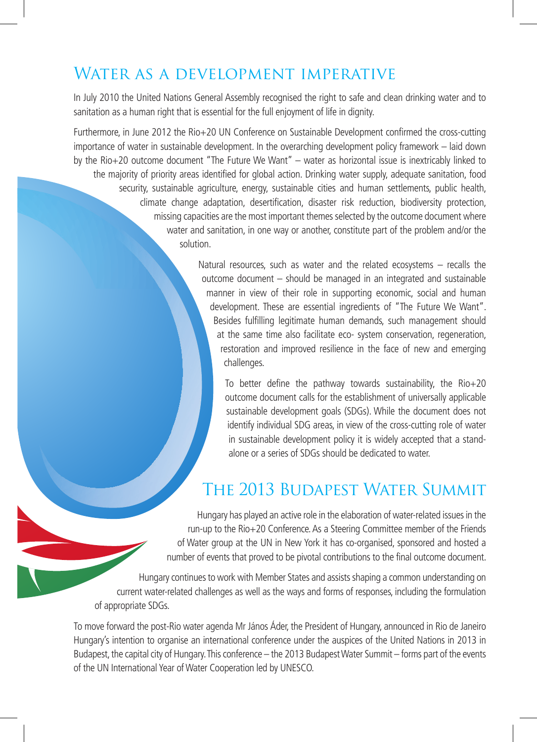## Water as a development imperative

In July 2010 the United Nations General Assembly recognised the right to safe and clean drinking water and to sanitation as a human right that is essential for the full enjoyment of life in dignity.

Furthermore, in June 2012 the Rio+20 UN Conference on Sustainable Development confirmed the cross-cutting importance of water in sustainable development. In the overarching development policy framework – laid down by the Rio+20 outcome document "The Future We Want" – water as horizontal issue is inextricably linked to the majority of priority areas identified for global action. Drinking water supply, adequate sanitation, food security, sustainable agriculture, energy, sustainable cities and human settlements, public health, climate change adaptation, desertification, disaster risk reduction, biodiversity protection, missing capacities are the most important themes selected by the outcome document where water and sanitation, in one way or another, constitute part of the problem and/or the solution.

Natural resources, such as water and the related ecosystems – recalls the outcome document – should be managed in an integrated and sustainable manner in view of their role in supporting economic, social and human development. These are essential ingredients of "The Future We Want". Besides fulfilling legitimate human demands, such management should at the same time also facilitate eco- system conservation, regeneration, restoration and improved resilience in the face of new and emerging challenges.

To better define the pathway towards sustainability, the Rio+20 outcome document calls for the establishment of universally applicable sustainable development goals (SDGs). While the document does not identify individual SDG areas, in view of the cross-cutting role of water in sustainable development policy it is widely accepted that a stand-alone or a series of SDGs should be dedicated to water.

## The 2013 Budapest Water Summit

Hungary has played an active role in the elaboration of water-related issues in the run-up to the Rio+20 Conference. As a Steering Committee member of the Friends of Water group at the UN in New York it has co-organised, sponsored and hosted a number of events that proved to be pivotal contributions to the final outcome document.

Hungary continues to work with Member States and assists shaping a common understanding on current water-related challenges as well as the ways and forms of responses, including the formulation of appropriate SDGs.

To move forward the post-Rio water agenda Mr János Áder, the President of Hungary, announced in Rio de Janeiro Hungary's intention to organise an international conference under the auspices of the United Nations in 2013 in Budapest, the capital city of Hungary. This conference – the 2013 Budapest Water Summit – forms part of the events of the UN International Year of Water Cooperation led by UNESCO.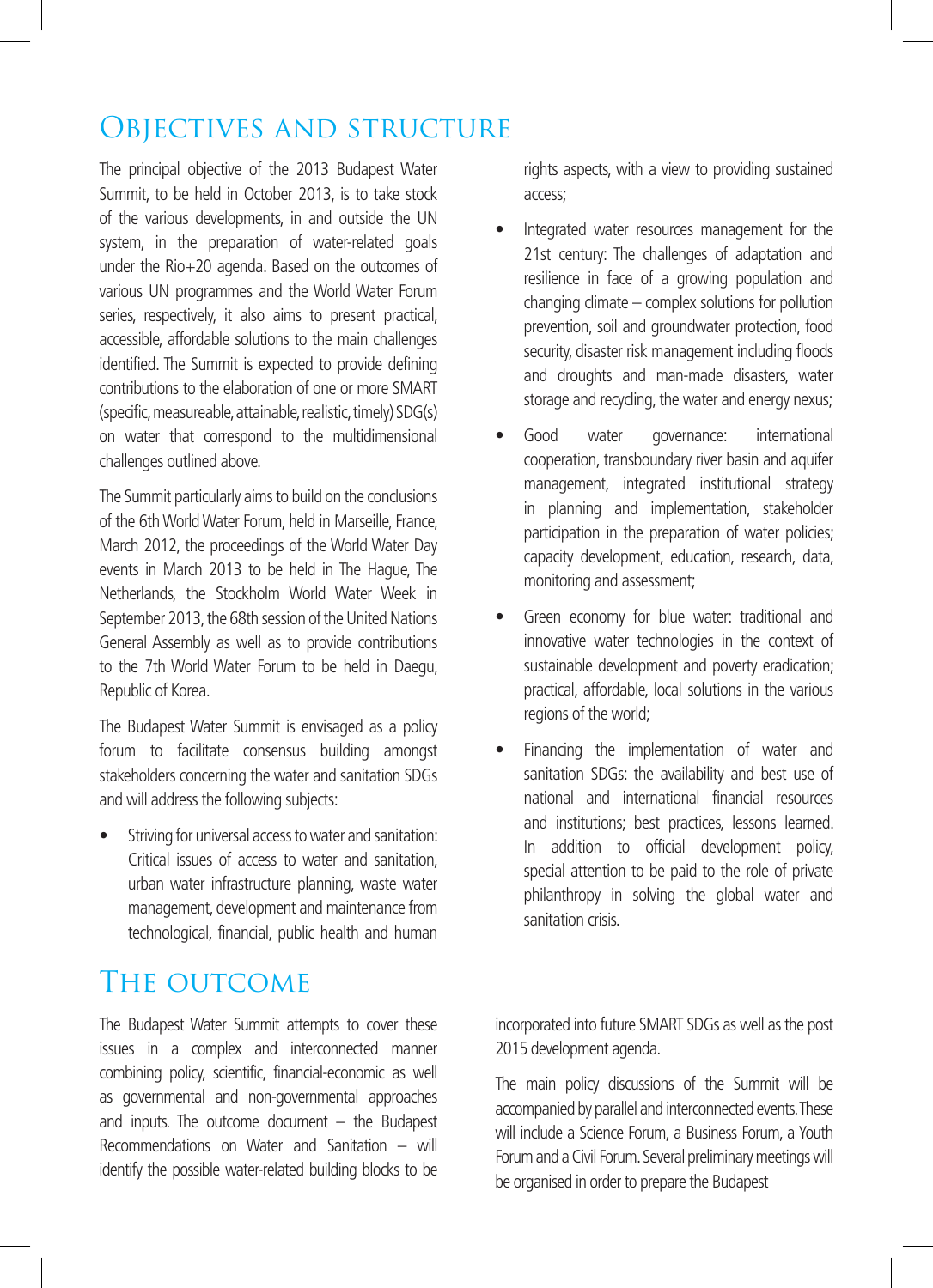## Objectives and structure

The principal objective of the 2013 Budapest Water Summit, to be held in October 2013, is to take stock of the various developments, in and outside the UN system, in the preparation of water-related goals under the Rio+20 agenda. Based on the outcomes of various UN programmes and the World Water Forum series, respectively, it also aims to present practical, accessible, affordable solutions to the main challenges identified. The Summit is expected to provide defining contributions to the elaboration of one or more SMART (specific, measureable, attainable, realistic, timely) SDG(s) on water that correspond to the multidimensional challenges outlined above.

The Summit particularly aims to build on the conclusions of the 6th World Water Forum, held in Marseille, France, March 2012, the proceedings of the World Water Day events in March 2013 to be held in The Hague, The Netherlands, the Stockholm World Water Week in September 2013, the 68th session of the United Nations General Assembly as well as to provide contributions to the 7th World Water Forum to be held in Daegu, Republic of Korea.

The Budapest Water Summit is envisaged as a policy forum to facilitate consensus building amongst stakeholders concerning the water and sanitation SDGs and will address the following subjects:

- Striving for universal access to water and sanitation: Critical issues of access to water and sanitation, urban water infrastructure planning, waste water management, development and maintenance from technological, financial, public health and human rights aspects, with a view to providing sustained access;
- Integrated water resources management for the 21st century: The challenges of adaptation and resilience in face of a growing population and changing climate – complex solutions for pollution prevention, soil and groundwater protection, food security, disaster risk management including floods and droughts and man-made disasters, water storage and recycling, the water and energy nexus;
- Good water governance: international cooperation, transboundary river basin and aquifer management, integrated institutional strategy in planning and implementation, stakeholder participation in the preparation of water policies; capacity development, education, research, data, monitoring and assessment;
- Green economy for blue water: traditional and innovative water technologies in the context of sustainable development and poverty eradication; practical, affordable, local solutions in the various regions of the world;
- Financing the implementation of water and sanitation SDGs: the availability and best use of national and international financial resources and institutions; best practices, lessons learned. In addition to official development policy, special attention to be paid to the role of private philanthropy in solving the global water and sanitation crisis.

## The outcome

The Budapest Water Summit attempts to cover these issues in a complex and interconnected manner combining policy, scientific, financial-economic as well as governmental and non-governmental approaches and inputs. The outcome document – the Budapest Recommendations on Water and Sanitation – will identify the possible water-related building blocks to be incorporated into future SMART SDGs as well as the post 2015 development agenda.

The main policy discussions of the Summit will be accompanied by parallel and interconnected events. These will include a Science Forum, a Business Forum, a Youth Forum and a Civil Forum. Several preliminary meetings will be organised in order to prepare the Budapest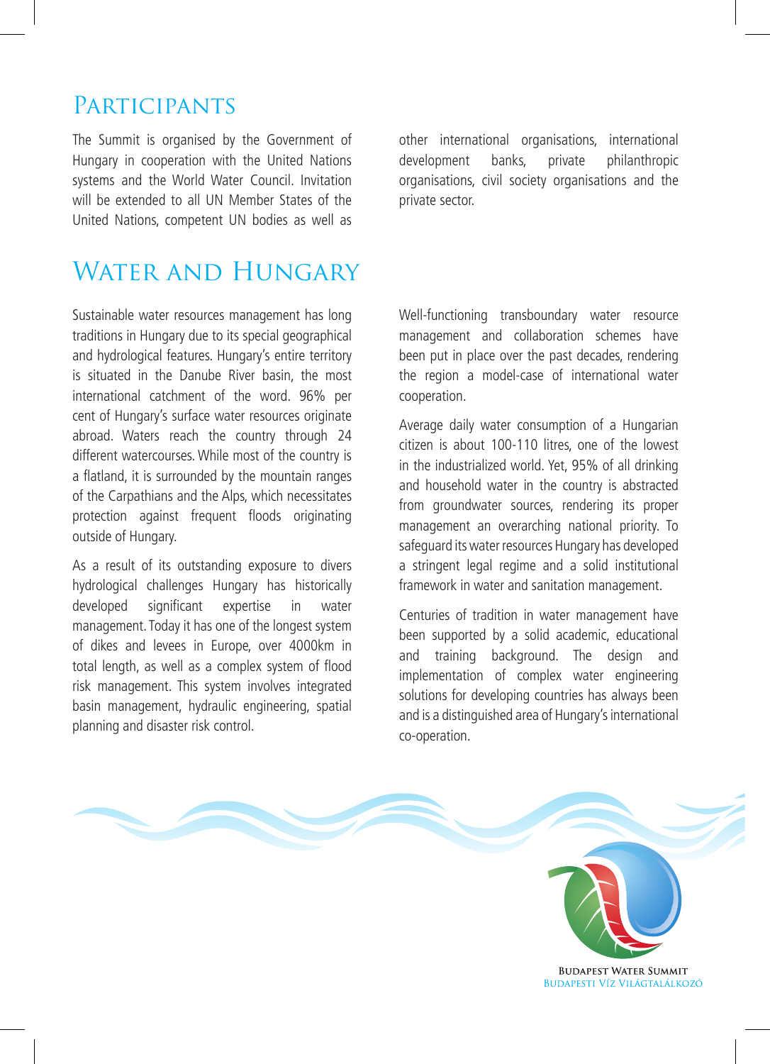## Participants

The Summit is organised by the Government of Hungary in cooperation with the United Nations systems and the World Water Council. Invitation will be extended to all UN Member States of the United Nations, competent UN bodies as well as other international organisations, international development banks, private philanthropic organisations, civil society organisations and the private sector.

## Water and Hungary

Sustainable water resources management has long traditions in Hungary due to its special geographical and hydrological features. Hungary's entire territory is situated in the Danube River basin, the most international catchment of the word. 96% per cent of Hungary's surface water resources originate abroad. Waters reach the country through 24 different watercourses. While most of the country is a flatland, it is surrounded by the mountain ranges of the Carpathians and the Alps, which necessitates protection against frequent floods originating outside of Hungary.

As a result of its outstanding exposure to divers hydrological challenges Hungary has historically developed significant expertise in water management. Today it has one of the longest system of dikes and levees in Europe, over 4000km in total length, as well as a complex system of flood risk management. This system involves integrated basin management, hydraulic engineering, spatial planning and disaster risk control.

Well-functioning transboundary water resource management and collaboration schemes have been put in place over the past decades, rendering the region a model-case of international water cooperation.

Average daily water consumption of a Hungarian citizen is about 100-110 litres, one of the lowest in the industrialized world. Yet, 95% of all drinking and household water in the country is abstracted from groundwater sources, rendering its proper management an overarching national priority. To safeguard its water resources Hungary has developed a stringent legal regime and a solid institutional framework in water and sanitation management.

Centuries of tradition in water management have been supported by a solid academic, educational and training background. The design and implementation of complex water engineering solutions for developing countries has always been and is a distinguished area of Hungary's international co-operation.

Budapest Water Summit
Budapesti Víz Világtalálkozó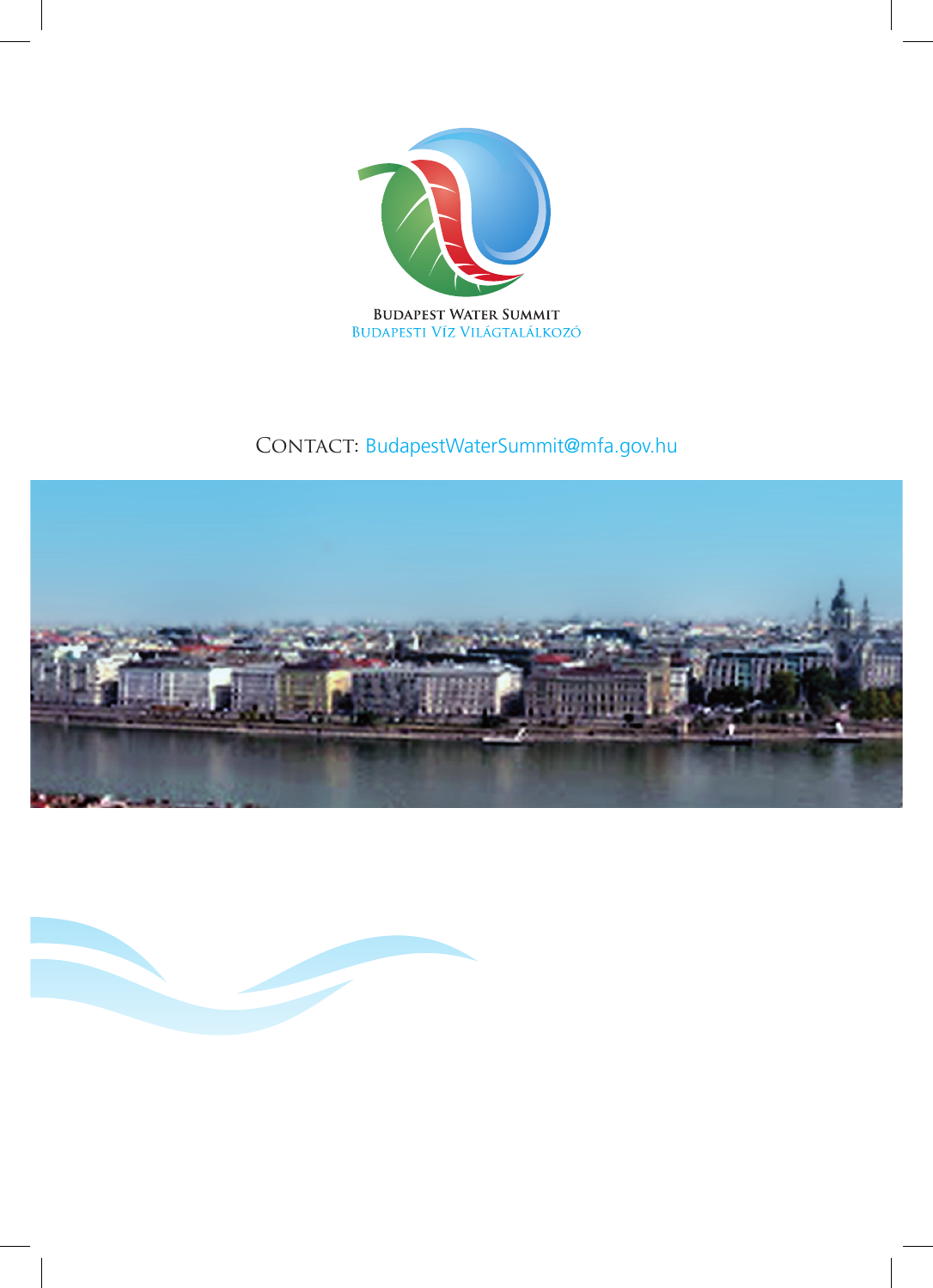BUDAPEST WATER SUMMIT

BUDAPESTI VÍZ VILÁGTALÁLKOZÓ

CONTACT: BudapestWaterSummit@mfa.gov.hu